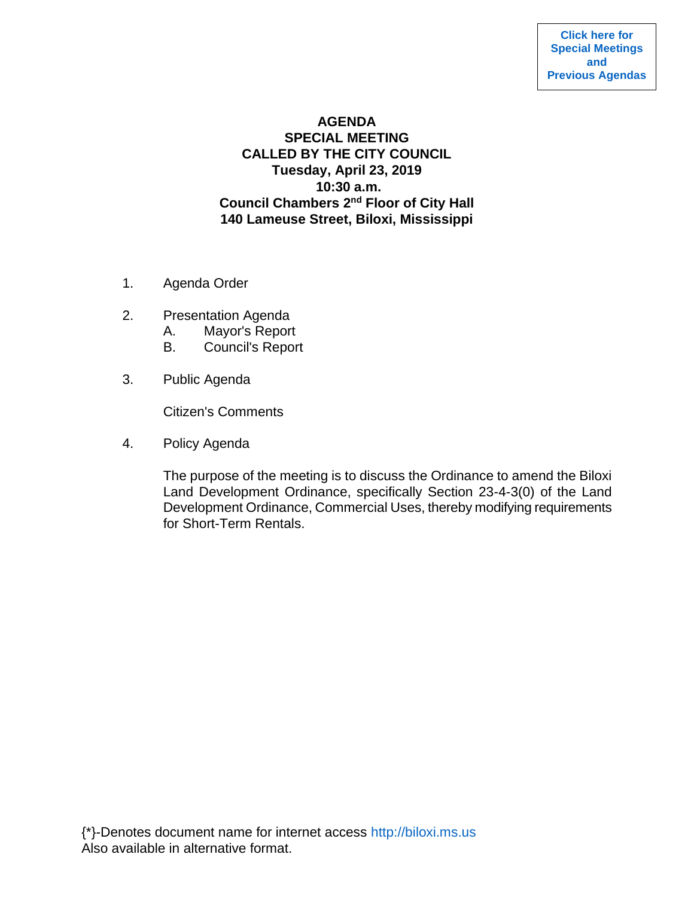Click here for Special Meetings and Previous Agendas

**AGENDA**
**SPECIAL MEETING**
**CALLED BY THE CITY COUNCIL**
**Tuesday, April 23, 2019**
**10:30 a.m.**
**Council Chambers 2nd Floor of City Hall**
**140 Lameuse Street, Biloxi, Mississippi**

1. Agenda Order

2. Presentation Agenda
   A. Mayor's Report
   B. Council's Report

3. Public Agenda

   Citizen's Comments

4. Policy Agenda

   The purpose of the meeting is to discuss the Ordinance to amend the Biloxi Land Development Ordinance, specifically Section 23-4-3(0) of the Land Development Ordinance, Commercial Uses, thereby modifying requirements for Short-Term Rentals.

{*}-Denotes document name for internet access http://biloxi.ms.us
Also available in alternative format.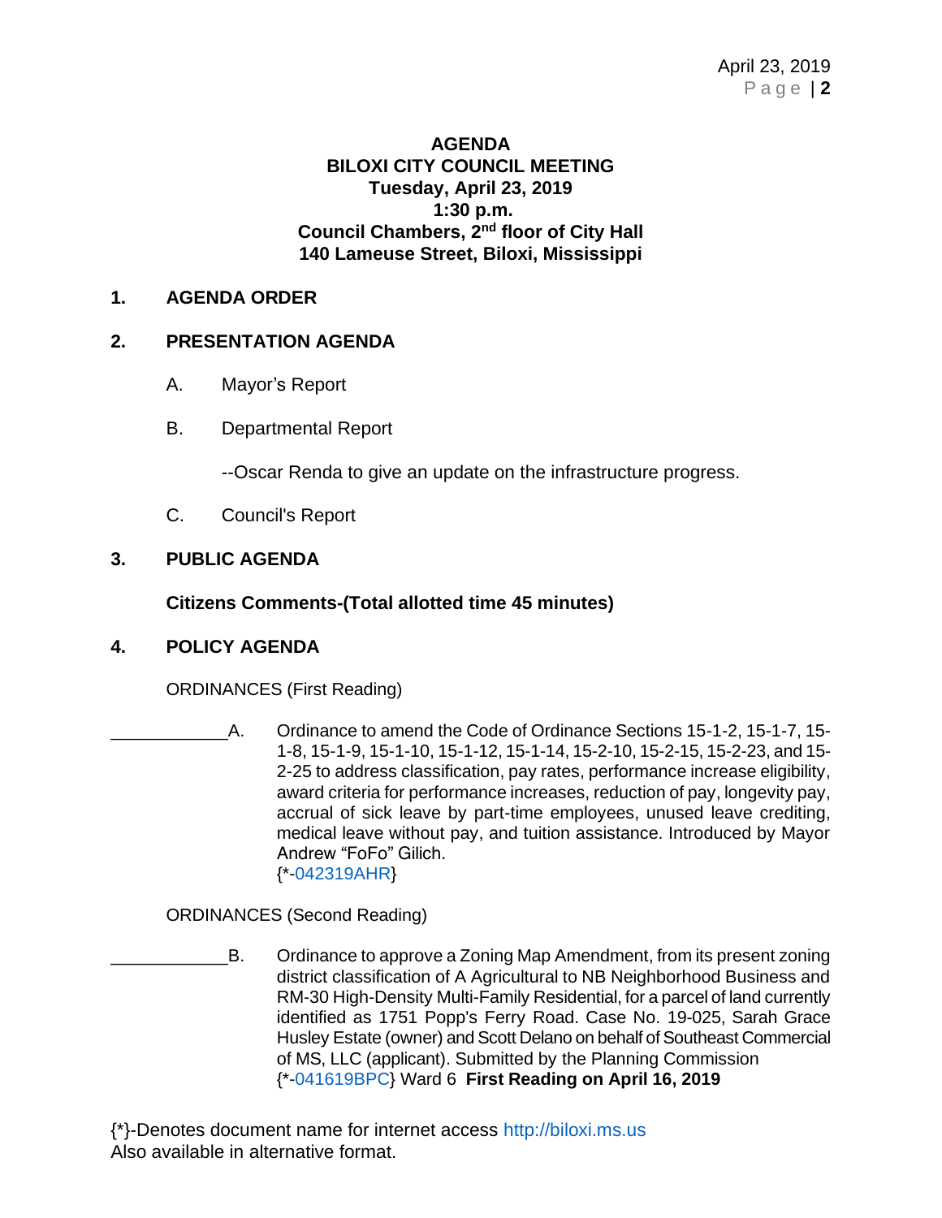**AGENDA**
**BILOXI CITY COUNCIL MEETING**
**Tuesday, April 23, 2019**
**1:30 p.m.**
**Council Chambers, 2nd floor of City Hall**
**140 Lameuse Street, Biloxi, Mississippi**

## 1. AGENDA ORDER

## 2. PRESENTATION AGENDA

A. Mayor's Report

B. Departmental Report

--Oscar Renda to give an update on the infrastructure progress.

C. Council's Report

## 3. PUBLIC AGENDA

**Citizens Comments-(Total allotted time 45 minutes)**

## 4. POLICY AGENDA

ORDINANCES (First Reading)

____________A. Ordinance to amend the Code of Ordinance Sections 15-1-2, 15-1-7, 15-1-8, 15-1-9, 15-1-10, 15-1-12, 15-1-14, 15-2-10, 15-2-15, 15-2-23, and 15-2-25 to address classification, pay rates, performance increase eligibility, award criteria for performance increases, reduction of pay, longevity pay, accrual of sick leave by part-time employees, unused leave crediting, medical leave without pay, and tuition assistance. Introduced by Mayor Andrew "FoFo" Gilich.
{*-042319AHR}

ORDINANCES (Second Reading)

____________B. Ordinance to approve a Zoning Map Amendment, from its present zoning district classification of A Agricultural to NB Neighborhood Business and RM-30 High-Density Multi-Family Residential, for a parcel of land currently identified as 1751 Popp's Ferry Road. Case No. 19-025, Sarah Grace Husley Estate (owner) and Scott Delano on behalf of Southeast Commercial of MS, LLC (applicant). Submitted by the Planning Commission
{*-041619BPC} Ward 6 **First Reading on April 16, 2019**

{*}-Denotes document name for internet access http://biloxi.ms.us
Also available in alternative format.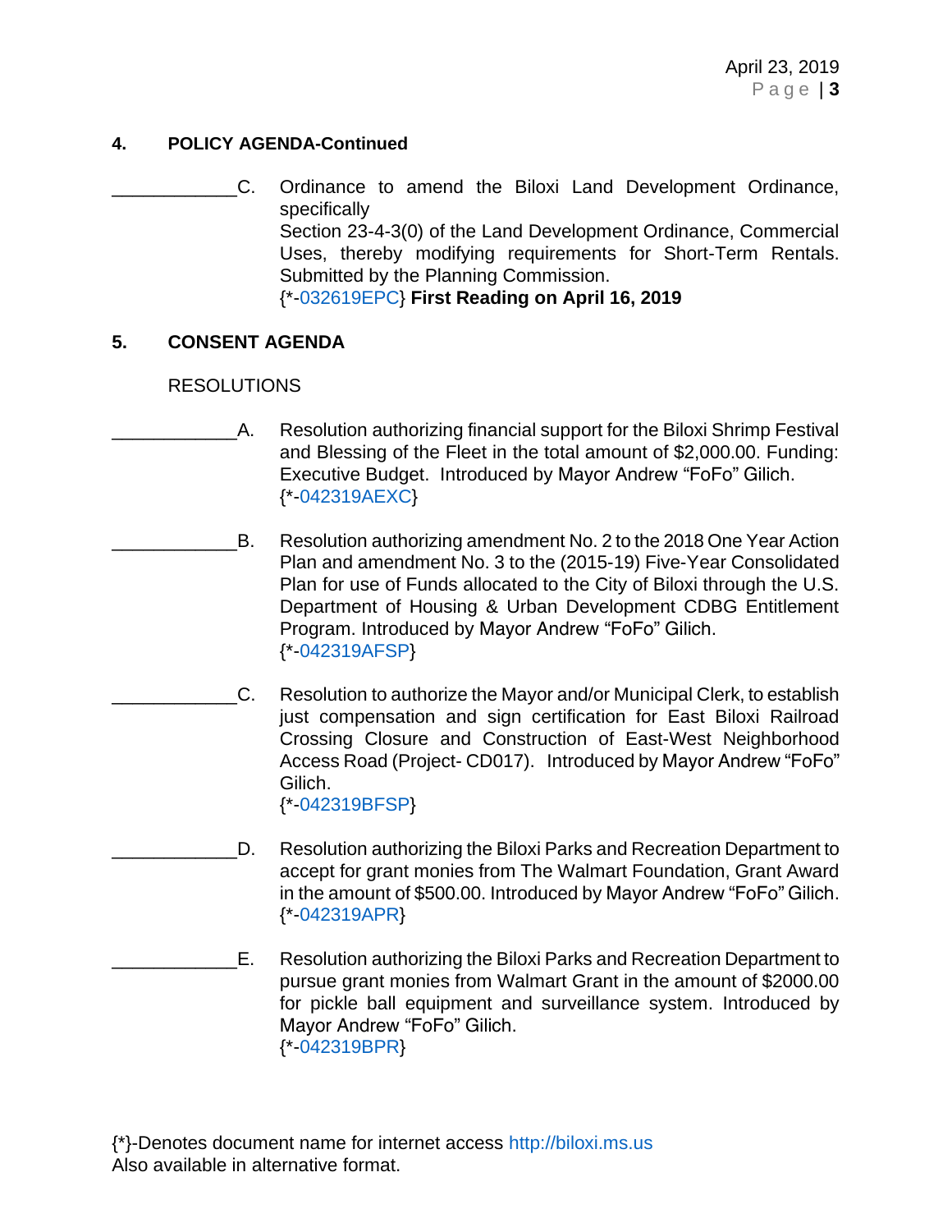**4. POLICY AGENDA-Continued**

____________C. Ordinance to amend the Biloxi Land Development Ordinance, specifically
Section 23-4-3(0) of the Land Development Ordinance, Commercial Uses, thereby modifying requirements for Short-Term Rentals. Submitted by the Planning Commission.
{*-032619EPC} **First Reading on April 16, 2019**

**5. CONSENT AGENDA**

RESOLUTIONS

____________A. Resolution authorizing financial support for the Biloxi Shrimp Festival and Blessing of the Fleet in the total amount of $2,000.00. Funding: Executive Budget. Introduced by Mayor Andrew "FoFo" Gilich.
{*-042319AEXC}

____________B. Resolution authorizing amendment No. 2 to the 2018 One Year Action Plan and amendment No. 3 to the (2015-19) Five-Year Consolidated Plan for use of Funds allocated to the City of Biloxi through the U.S. Department of Housing & Urban Development CDBG Entitlement Program. Introduced by Mayor Andrew "FoFo" Gilich.
{*-042319AFSP}

____________C. Resolution to authorize the Mayor and/or Municipal Clerk, to establish just compensation and sign certification for East Biloxi Railroad Crossing Closure and Construction of East-West Neighborhood Access Road (Project- CD017). Introduced by Mayor Andrew "FoFo" Gilich.
{*-042319BFSP}

____________D. Resolution authorizing the Biloxi Parks and Recreation Department to accept for grant monies from The Walmart Foundation, Grant Award in the amount of $500.00. Introduced by Mayor Andrew "FoFo" Gilich.
{*-042319APR}

____________E. Resolution authorizing the Biloxi Parks and Recreation Department to pursue grant monies from Walmart Grant in the amount of $2000.00 for pickle ball equipment and surveillance system. Introduced by Mayor Andrew "FoFo" Gilich.
{*-042319BPR}

{*}-Denotes document name for internet access http://biloxi.ms.us
Also available in alternative format.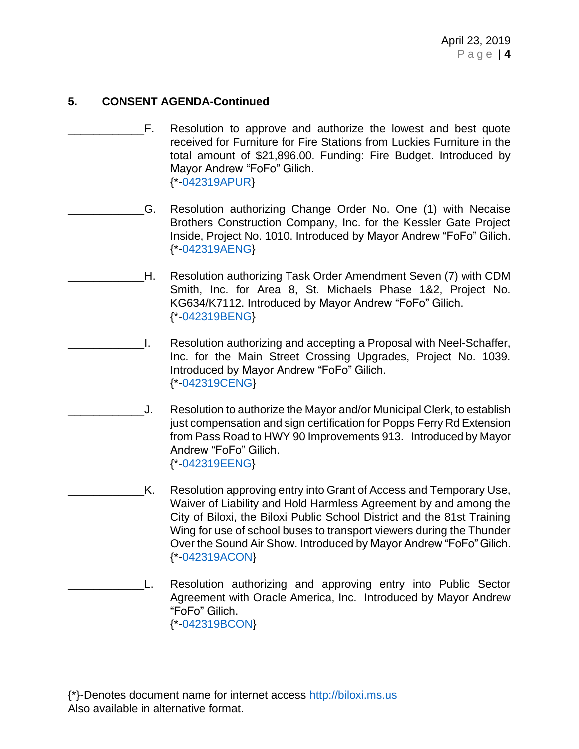## 5. CONSENT AGENDA-Continued

____________F. Resolution to approve and authorize the lowest and best quote received for Furniture for Fire Stations from Luckies Furniture in the total amount of $21,896.00. Funding: Fire Budget. Introduced by Mayor Andrew "FoFo" Gilich.
{*-042319APUR}

____________G. Resolution authorizing Change Order No. One (1) with Necaise Brothers Construction Company, Inc. for the Kessler Gate Project Inside, Project No. 1010. Introduced by Mayor Andrew "FoFo" Gilich.
{*-042319AENG}

____________H. Resolution authorizing Task Order Amendment Seven (7) with CDM Smith, Inc. for Area 8, St. Michaels Phase 1&2, Project No. KG634/K7112. Introduced by Mayor Andrew "FoFo" Gilich.
{*-042319BENG}

____________I. Resolution authorizing and accepting a Proposal with Neel-Schaffer, Inc. for the Main Street Crossing Upgrades, Project No. 1039. Introduced by Mayor Andrew "FoFo" Gilich.
{*-042319CENG}

____________J. Resolution to authorize the Mayor and/or Municipal Clerk, to establish just compensation and sign certification for Popps Ferry Rd Extension from Pass Road to HWY 90 Improvements 913. Introduced by Mayor Andrew "FoFo" Gilich.
{*-042319EENG}

____________K. Resolution approving entry into Grant of Access and Temporary Use, Waiver of Liability and Hold Harmless Agreement by and among the City of Biloxi, the Biloxi Public School District and the 81st Training Wing for use of school buses to transport viewers during the Thunder Over the Sound Air Show. Introduced by Mayor Andrew "FoFo" Gilich.
{*-042319ACON}

____________L. Resolution authorizing and approving entry into Public Sector Agreement with Oracle America, Inc. Introduced by Mayor Andrew "FoFo" Gilich.
{*-042319BCON}

{*}-Denotes document name for internet access http://biloxi.ms.us
Also available in alternative format.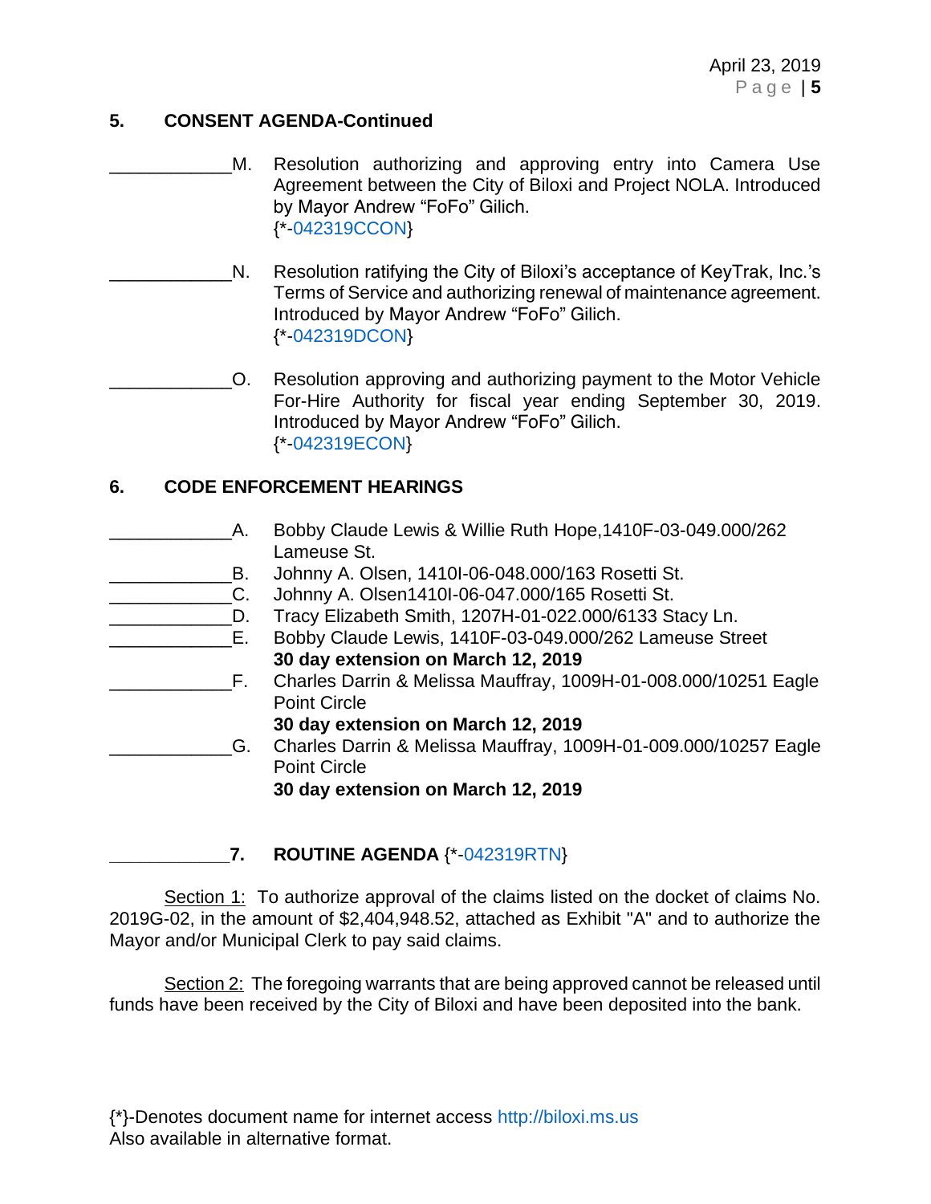## 5. CONSENT AGENDA-Continued

____________M. Resolution authorizing and approving entry into Camera Use Agreement between the City of Biloxi and Project NOLA. Introduced by Mayor Andrew "FoFo" Gilich.
{*-042319CCON}

____________N. Resolution ratifying the City of Biloxi's acceptance of KeyTrak, Inc.'s Terms of Service and authorizing renewal of maintenance agreement. Introduced by Mayor Andrew "FoFo" Gilich.
{*-042319DCON}

____________O. Resolution approving and authorizing payment to the Motor Vehicle For-Hire Authority for fiscal year ending September 30, 2019. Introduced by Mayor Andrew "FoFo" Gilich.
{*-042319ECON}

## 6. CODE ENFORCEMENT HEARINGS

____________A. Bobby Claude Lewis & Willie Ruth Hope,1410F-03-049.000/262 Lameuse St.
____________B. Johnny A. Olsen, 1410I-06-048.000/163 Rosetti St.
____________C. Johnny A. Olsen1410I-06-047.000/165 Rosetti St.
____________D. Tracy Elizabeth Smith, 1207H-01-022.000/6133 Stacy Ln.
____________E. Bobby Claude Lewis, 1410F-03-049.000/262 Lameuse Street
**30 day extension on March 12, 2019**
____________F. Charles Darrin & Melissa Mauffray, 1009H-01-008.000/10251 Eagle Point Circle
**30 day extension on March 12, 2019**
____________G. Charles Darrin & Melissa Mauffray, 1009H-01-009.000/10257 Eagle Point Circle
**30 day extension on March 12, 2019**

____________**7. ROUTINE AGENDA** {*-042319RTN}

Section 1: To authorize approval of the claims listed on the docket of claims No. 2019G-02, in the amount of $2,404,948.52, attached as Exhibit "A" and to authorize the Mayor and/or Municipal Clerk to pay said claims.

Section 2: The foregoing warrants that are being approved cannot be released until funds have been received by the City of Biloxi and have been deposited into the bank.

{*}-Denotes document name for internet access http://biloxi.ms.us
Also available in alternative format.